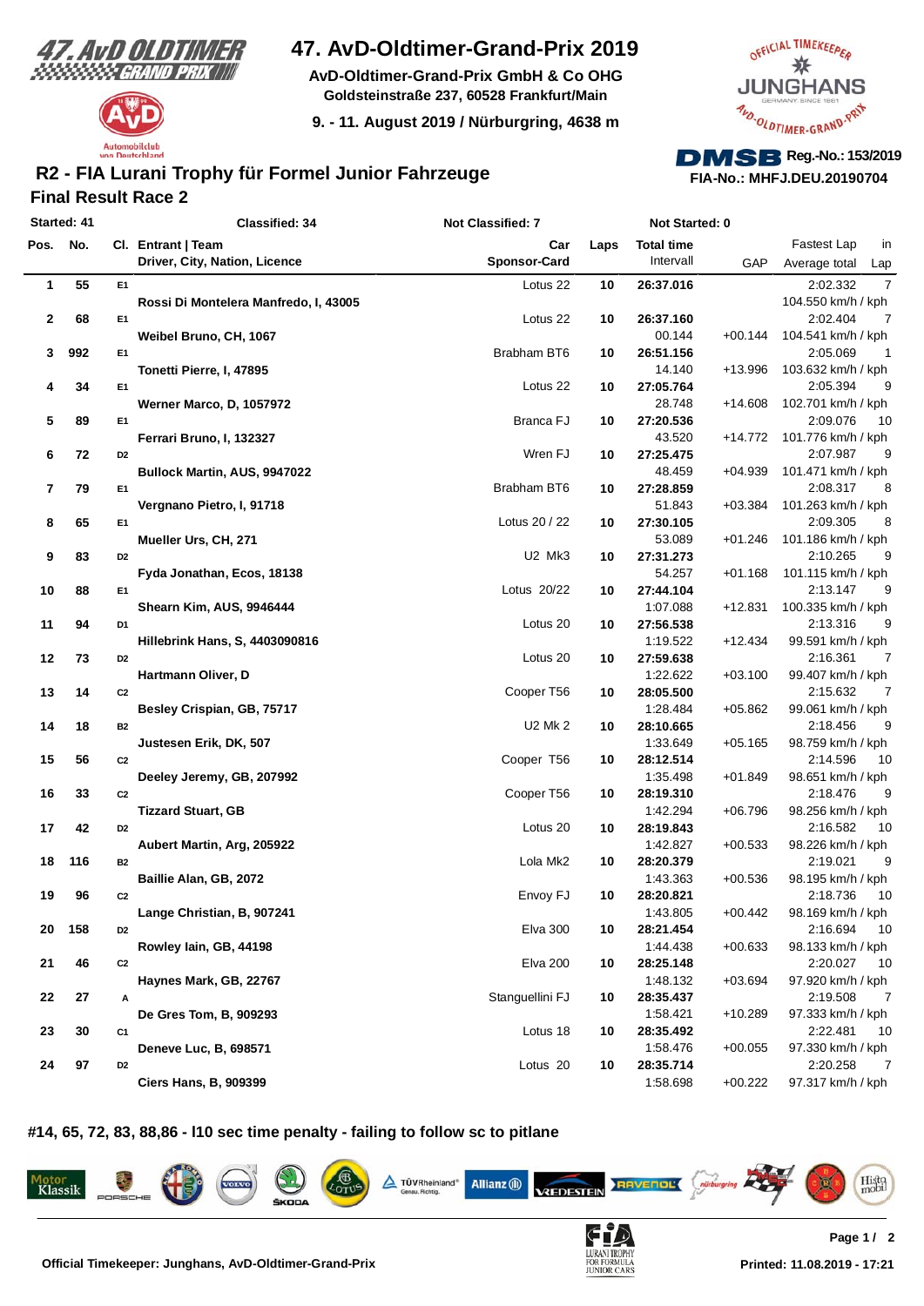# 47. AvD-Oldtimer-Grand-Prix 2019

**AvD-Oldtimer-Grand-Prix GmbH & Co OHG**
**Goldsteinstraße 237, 60528 Frankfurt/Main**

**9. - 11. August 2019 / Nürburgring, 4638 m**

**DMSB Reg.-No.: 153/2019**
**FIA-No.: MHFJ.DEU.20190704**

## R2 - FIA Lurani Trophy für Formel Junior Fahrzeuge

### Final Result Race 2

Started: 41 | Classified: 34 | Not Classified: 7 | Not Started: 0

| Pos. | No. | Cl. | Entrant / Team / Driver, City, Nation, Licence | Car / Sponsor-Card | Laps | Total time / Intervall | GAP | Fastest Lap / Average total | in Lap |
|---|---|---|---|---|---|---|---|---|---|
| 1 | 55 | E1 | Rossi Di Montelera Manfredo, I, 43005 | Lotus 22 | 10 | 26:37.016 | | 2:02.332 / 104.550 km/h / kph | 7 |
| 2 | 68 | E1 | Weibel Bruno, CH, 1067 | Lotus 22 | 10 | 26:37.160 / 00.144 | +00.144 | 2:02.404 / 104.541 km/h / kph | 7 |
| 3 | 992 | E1 | Tonetti Pierre, I, 47895 | Brabham BT6 | 10 | 26:51.156 / 14.140 | +13.996 | 2:05.069 / 103.632 km/h / kph | 1 |
| 4 | 34 | E1 | Werner Marco, D, 1057972 | Lotus 22 | 10 | 27:05.764 / 28.748 | +14.608 | 2:05.394 / 102.701 km/h / kph | 9 |
| 5 | 89 | E1 | Ferrari Bruno, I, 132327 | Branca FJ | 10 | 27:20.536 / 43.520 | +14.772 | 2:09.076 / 101.776 km/h / kph | 10 |
| 6 | 72 | D2 | Bullock Martin, AUS, 9947022 | Wren FJ | 10 | 27:25.475 / 48.459 | +04.939 | 2:07.987 / 101.471 km/h / kph | 9 |
| 7 | 79 | E1 | Vergnano Pietro, I, 91718 | Brabham BT6 | 10 | 27:28.859 / 51.843 | +03.384 | 2:08.317 / 101.263 km/h / kph | 8 |
| 8 | 65 | E1 | Mueller Urs, CH, 271 | Lotus 20 / 22 | 10 | 27:30.105 / 53.089 | +01.246 | 2:09.305 / 101.186 km/h / kph | 8 |
| 9 | 83 | D2 | Fyda Jonathan, Ecos, 18138 | U2 Mk3 | 10 | 27:31.273 / 54.257 | +01.168 | 2:10.265 / 101.115 km/h / kph | 9 |
| 10 | 88 | E1 | Shearn Kim, AUS, 9946444 | Lotus 20/22 | 10 | 27:44.104 / 1:07.088 | +12.831 | 2:13.147 / 100.335 km/h / kph | 9 |
| 11 | 94 | D1 | Hillebrink Hans, S, 4403090816 | Lotus 20 | 10 | 27:56.538 / 1:19.522 | +12.434 | 2:13.316 / 99.591 km/h / kph | 9 |
| 12 | 73 | D2 | Hartmann Oliver, D | Lotus 20 | 10 | 27:59.638 / 1:22.622 | +03.100 | 2:16.361 / 99.407 km/h / kph | 7 |
| 13 | 14 | C2 | Besley Crispian, GB, 75717 | Cooper T56 | 10 | 28:05.500 / 1:28.484 | +05.862 | 2:15.632 / 99.061 km/h / kph | 7 |
| 14 | 18 | B2 | Justesen Erik, DK, 507 | U2 Mk 2 | 10 | 28:10.665 / 1:33.649 | +05.165 | 2:18.456 / 98.759 km/h / kph | 9 |
| 15 | 56 | C2 | Deeley Jeremy, GB, 207992 | Cooper T56 | 10 | 28:12.514 / 1:35.498 | +01.849 | 2:14.596 / 98.651 km/h / kph | 10 |
| 16 | 33 | C2 | Tizzard Stuart, GB | Cooper T56 | 10 | 28:19.310 / 1:42.294 | +06.796 | 2:18.476 / 98.256 km/h / kph | 9 |
| 17 | 42 | D2 | Aubert Martin, Arg, 205922 | Lotus 20 | 10 | 28:19.843 / 1:42.827 | +00.533 | 2:16.582 / 98.226 km/h / kph | 10 |
| 18 | 116 | B2 | Baillie Alan, GB, 2072 | Lola Mk2 | 10 | 28:20.379 / 1:43.363 | +00.536 | 2:19.021 / 98.195 km/h / kph | 9 |
| 19 | 96 | C2 | Lange Christian, B, 907241 | Envoy FJ | 10 | 28:20.821 / 1:43.805 | +00.442 | 2:18.736 / 98.169 km/h / kph | 10 |
| 20 | 158 | D2 | Rowley Iain, GB, 44198 | Elva 300 | 10 | 28:21.454 / 1:44.438 | +00.633 | 2:16.694 / 98.133 km/h / kph | 10 |
| 21 | 46 | C2 | Haynes Mark, GB, 22767 | Elva 200 | 10 | 28:25.148 / 1:48.132 | +03.694 | 2:20.027 / 97.920 km/h / kph | 10 |
| 22 | 27 | A | De Gres Tom, B, 909293 | Stanguellini FJ | 10 | 28:35.437 / 1:58.421 | +10.289 | 2:19.508 / 97.333 km/h / kph | 7 |
| 23 | 30 | C1 | Deneve Luc, B, 698571 | Lotus 18 | 10 | 28:35.492 / 1:58.476 | +00.055 | 2:22.481 / 97.330 km/h / kph | 10 |
| 24 | 97 | D2 | Ciers Hans, B, 909399 | Lotus 20 | 10 | 28:35.714 / 1:58.698 | +00.222 | 2:20.258 / 97.317 km/h / kph | 7 |

**#14, 65, 72, 83, 88,86 - I10 sec time penalty - failing to follow sc to pitlane**

**Official Timekeeper: Junghans, AvD-Oldtimer-Grand-Prix**

**Printed: 11.08.2019 - 17:21**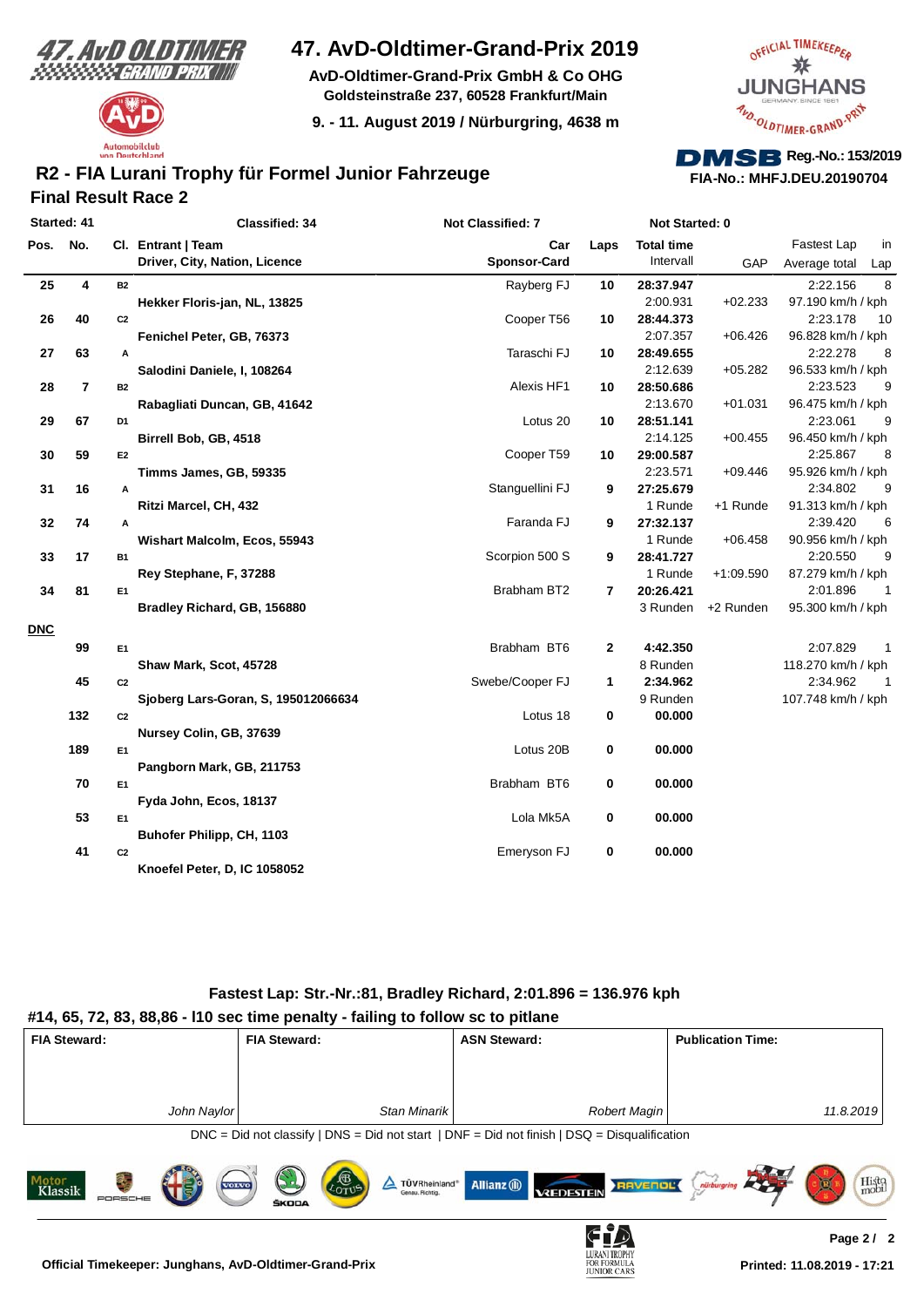# 47. AvD-Oldtimer-Grand-Prix 2019

**AvD-Oldtimer-Grand-Prix GmbH & Co OHG**
**Goldsteinstraße 237, 60528 Frankfurt/Main**

**9. - 11. August 2019 / Nürburgring, 4638 m**

**Reg.-No.: 153/2019**
**FIA-No.: MHFJ.DEU.20190704**

## R2 - FIA Lurani Trophy für Formel Junior Fahrzeuge

### Final Result Race 2

**Started: 41** | **Classified: 34** | **Not Classified: 7** | **Not Started: 0**

| Pos. | No. | Cl. | Entrant \| Team / Driver, City, Nation, Licence | Car / Sponsor-Card | Laps | Total time / Intervall | GAP | Fastest Lap / Average total | in Lap |
|---|---|---|---|---|---|---|---|---|---|
| 25 | 4 | B2 | Hekker Floris-jan, NL, 13825 | Rayberg FJ | 10 | 28:37.947 / 2:00.931 | +02.233 | 2:22.156 / 97.190 km/h / kph | 8 |
| 26 | 40 | C2 | Fenichel Peter, GB, 76373 | Cooper T56 | 10 | 28:44.373 / 2:07.357 | +06.426 | 2:23.178 / 96.828 km/h / kph | 10 |
| 27 | 63 | A | Salodini Daniele, I, 108264 | Taraschi FJ | 10 | 28:49.655 / 2:12.639 | +05.282 | 2:22.278 / 96.533 km/h / kph | 8 |
| 28 | 7 | B2 | Rabagliati Duncan, GB, 41642 | Alexis HF1 | 10 | 28:50.686 / 2:13.670 | +01.031 | 2:23.523 / 96.475 km/h / kph | 9 |
| 29 | 67 | D1 | Birrell Bob, GB, 4518 | Lotus 20 | 10 | 28:51.141 / 2:14.125 | +00.455 | 2:23.061 / 96.450 km/h / kph | 9 |
| 30 | 59 | E2 | Timms James, GB, 59335 | Cooper T59 | 10 | 29:00.587 / 2:23.571 | +09.446 | 2:25.867 / 95.926 km/h / kph | 8 |
| 31 | 16 | A | Ritzi Marcel, CH, 432 | Stanguellini FJ | 9 | 27:25.679 / 1 Runde | +1 Runde | 2:34.802 / 91.313 km/h / kph | 9 |
| 32 | 74 | A | Wishart Malcolm, Ecos, 55943 | Faranda FJ | 9 | 27:32.137 / 1 Runde | +06.458 | 2:39.420 / 90.956 km/h / kph | 6 |
| 33 | 17 | B1 | Rey Stephane, F, 37288 | Scorpion 500 S | 9 | 28:41.727 / 1 Runde | +1:09.590 | 2:20.550 / 87.279 km/h / kph | 9 |
| 34 | 81 | E1 | Bradley Richard, GB, 156880 | Brabham BT2 | 7 | 20:26.421 / 3 Runden | +2 Runden | 2:01.896 / 95.300 km/h / kph | 1 |
| **DNC** | | | | | | | | | |
| | 99 | E1 | Shaw Mark, Scot, 45728 | Brabham BT6 | 2 | 4:42.350 / 8 Runden | | 2:07.829 / 118.270 km/h / kph | 1 |
| | 45 | C2 | Sjoberg Lars-Goran, S, 195012066634 | Swebe/Cooper FJ | 1 | 2:34.962 / 9 Runden | | 2:34.962 / 107.748 km/h / kph | 1 |
| | 132 | C2 | Nursey Colin, GB, 37639 | Lotus 18 | 0 | 00.000 | | | |
| | 189 | E1 | Pangborn Mark, GB, 211753 | Lotus 20B | 0 | 00.000 | | | |
| | 70 | E1 | Fyda John, Ecos, 18137 | Brabham BT6 | 0 | 00.000 | | | |
| | 53 | E1 | Buhofer Philipp, CH, 1103 | Lola Mk5A | 0 | 00.000 | | | |
| | 41 | C2 | Knoefel Peter, D, IC 1058052 | Emeryson FJ | 0 | 00.000 | | | |

**Fastest Lap: Str.-Nr.:81, Bradley Richard, 2:01.896 = 136.976 kph**

**#14, 65, 72, 83, 88,86 - I10 sec time penalty - failing to follow sc to pitlane**

| FIA Steward: | FIA Steward: | ASN Steward: | Publication Time: |
|---|---|---|---|
| *John Naylor* | *Stan Minarik* | *Robert Magin* | *11.8.2019* |

DNC = Did not classify | DNS = Did not start | DNF = Did not finish | DSQ = Disqualification

**Official Timekeeper: Junghans, AvD-Oldtimer-Grand-Prix**

**Printed: 11.08.2019 - 17:21**